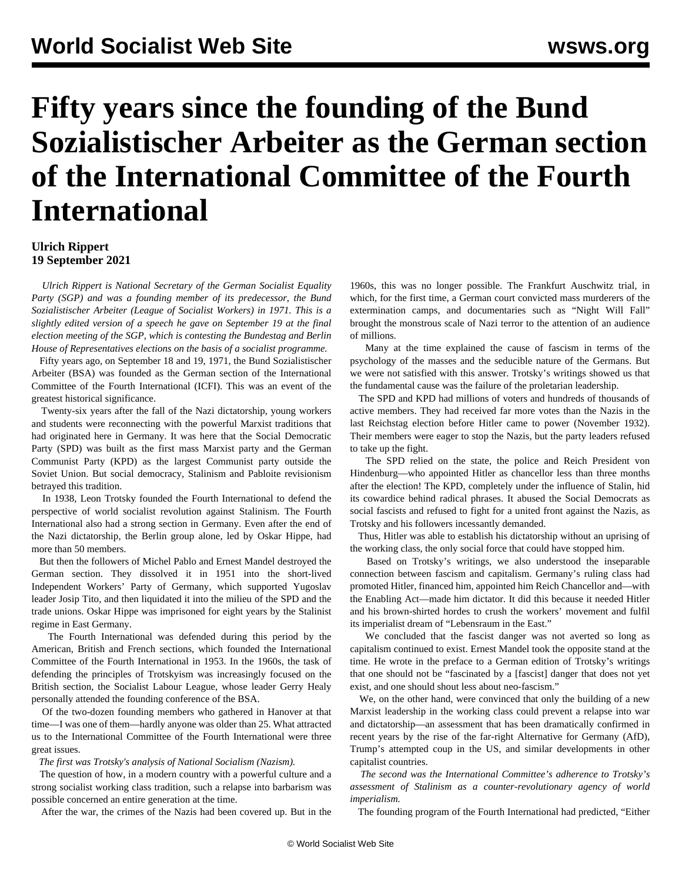# Fifty years since the founding of the Bund Sozialistischer Arbeiter as the German section of the International Committee of the Fourth International

**Ulrich Rippert**
**19 September 2021**

*Ulrich Rippert is National Secretary of the German Socialist Equality Party (SGP) and was a founding member of its predecessor, the Bund Sozialistischer Arbeiter (League of Socialist Workers) in 1971. This is a slightly edited version of a speech he gave on September 19 at the final election meeting of the SGP, which is contesting the Bundestag and Berlin House of Representatives elections on the basis of a socialist programme.*

Fifty years ago, on September 18 and 19, 1971, the Bund Sozialistischer Arbeiter (BSA) was founded as the German section of the International Committee of the Fourth International (ICFI). This was an event of the greatest historical significance.

Twenty-six years after the fall of the Nazi dictatorship, young workers and students were reconnecting with the powerful Marxist traditions that had originated here in Germany. It was here that the Social Democratic Party (SPD) was built as the first mass Marxist party and the German Communist Party (KPD) as the largest Communist party outside the Soviet Union. But social democracy, Stalinism and Pabloite revisionism betrayed this tradition.

In 1938, Leon Trotsky founded the Fourth International to defend the perspective of world socialist revolution against Stalinism. The Fourth International also had a strong section in Germany. Even after the end of the Nazi dictatorship, the Berlin group alone, led by Oskar Hippe, had more than 50 members.

But then the followers of Michel Pablo and Ernest Mandel destroyed the German section. They dissolved it in 1951 into the short-lived Independent Workers' Party of Germany, which supported Yugoslav leader Josip Tito, and then liquidated it into the milieu of the SPD and the trade unions. Oskar Hippe was imprisoned for eight years by the Stalinist regime in East Germany.

The Fourth International was defended during this period by the American, British and French sections, which founded the International Committee of the Fourth International in 1953. In the 1960s, the task of defending the principles of Trotskyism was increasingly focused on the British section, the Socialist Labour League, whose leader Gerry Healy personally attended the founding conference of the BSA.

Of the two-dozen founding members who gathered in Hanover at that time—I was one of them—hardly anyone was older than 25. What attracted us to the International Committee of the Fourth International were three great issues.

*The first was Trotsky's analysis of National Socialism (Nazism).*

The question of how, in a modern country with a powerful culture and a strong socialist working class tradition, such a relapse into barbarism was possible concerned an entire generation at the time.

After the war, the crimes of the Nazis had been covered up. But in the 1960s, this was no longer possible. The Frankfurt Auschwitz trial, in which, for the first time, a German court convicted mass murderers of the extermination camps, and documentaries such as "Night Will Fall" brought the monstrous scale of Nazi terror to the attention of an audience of millions.

Many at the time explained the cause of fascism in terms of the psychology of the masses and the seducible nature of the Germans. But we were not satisfied with this answer. Trotsky's writings showed us that the fundamental cause was the failure of the proletarian leadership.

The SPD and KPD had millions of voters and hundreds of thousands of active members. They had received far more votes than the Nazis in the last Reichstag election before Hitler came to power (November 1932). Their members were eager to stop the Nazis, but the party leaders refused to take up the fight.

The SPD relied on the state, the police and Reich President von Hindenburg—who appointed Hitler as chancellor less than three months after the election! The KPD, completely under the influence of Stalin, hid its cowardice behind radical phrases. It abused the Social Democrats as social fascists and refused to fight for a united front against the Nazis, as Trotsky and his followers incessantly demanded.

Thus, Hitler was able to establish his dictatorship without an uprising of the working class, the only social force that could have stopped him.

Based on Trotsky's writings, we also understood the inseparable connection between fascism and capitalism. Germany's ruling class had promoted Hitler, financed him, appointed him Reich Chancellor and—with the Enabling Act—made him dictator. It did this because it needed Hitler and his brown-shirted hordes to crush the workers' movement and fulfil its imperialist dream of "Lebensraum in the East."

We concluded that the fascist danger was not averted so long as capitalism continued to exist. Ernest Mandel took the opposite stand at the time. He wrote in the preface to a German edition of Trotsky's writings that one should not be "fascinated by a [fascist] danger that does not yet exist, and one should shout less about neo-fascism."

We, on the other hand, were convinced that only the building of a new Marxist leadership in the working class could prevent a relapse into war and dictatorship—an assessment that has been dramatically confirmed in recent years by the rise of the far-right Alternative for Germany (AfD), Trump's attempted coup in the US, and similar developments in other capitalist countries.

*The second was the International Committee's adherence to Trotsky's assessment of Stalinism as a counter-revolutionary agency of world imperialism.*

The founding program of the Fourth International had predicted, "Either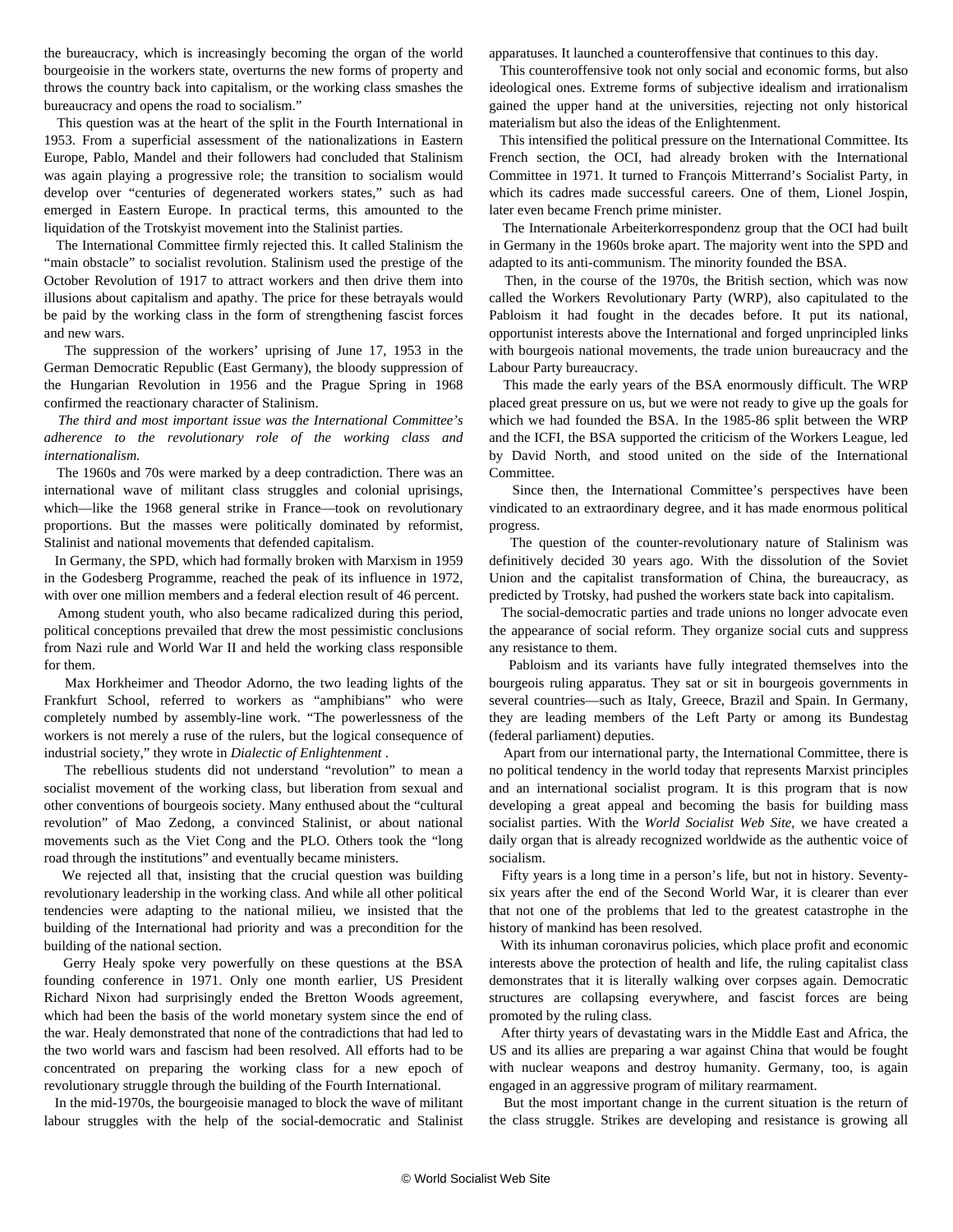the bureaucracy, which is increasingly becoming the organ of the world bourgeoisie in the workers state, overturns the new forms of property and throws the country back into capitalism, or the working class smashes the bureaucracy and opens the road to socialism."

This question was at the heart of the split in the Fourth International in 1953. From a superficial assessment of the nationalizations in Eastern Europe, Pablo, Mandel and their followers had concluded that Stalinism was again playing a progressive role; the transition to socialism would develop over "centuries of degenerated workers states," such as had emerged in Eastern Europe. In practical terms, this amounted to the liquidation of the Trotskyist movement into the Stalinist parties.

The International Committee firmly rejected this. It called Stalinism the "main obstacle" to socialist revolution. Stalinism used the prestige of the October Revolution of 1917 to attract workers and then drive them into illusions about capitalism and apathy. The price for these betrayals would be paid by the working class in the form of strengthening fascist forces and new wars.

The suppression of the workers' uprising of June 17, 1953 in the German Democratic Republic (East Germany), the bloody suppression of the Hungarian Revolution in 1956 and the Prague Spring in 1968 confirmed the reactionary character of Stalinism.

*The third and most important issue was the International Committee's adherence to the revolutionary role of the working class and internationalism.*

The 1960s and 70s were marked by a deep contradiction. There was an international wave of militant class struggles and colonial uprisings, which—like the 1968 general strike in France—took on revolutionary proportions. But the masses were politically dominated by reformist, Stalinist and national movements that defended capitalism.

In Germany, the SPD, which had formally broken with Marxism in 1959 in the Godesberg Programme, reached the peak of its influence in 1972, with over one million members and a federal election result of 46 percent.

Among student youth, who also became radicalized during this period, political conceptions prevailed that drew the most pessimistic conclusions from Nazi rule and World War II and held the working class responsible for them.

Max Horkheimer and Theodor Adorno, the two leading lights of the Frankfurt School, referred to workers as "amphibians" who were completely numbed by assembly-line work. "The powerlessness of the workers is not merely a ruse of the rulers, but the logical consequence of industrial society," they wrote in *Dialectic of Enlightenment* .

The rebellious students did not understand "revolution" to mean a socialist movement of the working class, but liberation from sexual and other conventions of bourgeois society. Many enthused about the "cultural revolution" of Mao Zedong, a convinced Stalinist, or about national movements such as the Viet Cong and the PLO. Others took the "long road through the institutions" and eventually became ministers.

We rejected all that, insisting that the crucial question was building revolutionary leadership in the working class. And while all other political tendencies were adapting to the national milieu, we insisted that the building of the International had priority and was a precondition for the building of the national section.

Gerry Healy spoke very powerfully on these questions at the BSA founding conference in 1971. Only one month earlier, US President Richard Nixon had surprisingly ended the Bretton Woods agreement, which had been the basis of the world monetary system since the end of the war. Healy demonstrated that none of the contradictions that had led to the two world wars and fascism had been resolved. All efforts had to be concentrated on preparing the working class for a new epoch of revolutionary struggle through the building of the Fourth International.

In the mid-1970s, the bourgeoisie managed to block the wave of militant labour struggles with the help of the social-democratic and Stalinist apparatuses. It launched a counteroffensive that continues to this day.

This counteroffensive took not only social and economic forms, but also ideological ones. Extreme forms of subjective idealism and irrationalism gained the upper hand at the universities, rejecting not only historical materialism but also the ideas of the Enlightenment.

This intensified the political pressure on the International Committee. Its French section, the OCI, had already broken with the International Committee in 1971. It turned to François Mitterrand's Socialist Party, in which its cadres made successful careers. One of them, Lionel Jospin, later even became French prime minister.

The Internationale Arbeiterkorrespondenz group that the OCI had built in Germany in the 1960s broke apart. The majority went into the SPD and adapted to its anti-communism. The minority founded the BSA.

Then, in the course of the 1970s, the British section, which was now called the Workers Revolutionary Party (WRP), also capitulated to the Pabloism it had fought in the decades before. It put its national, opportunist interests above the International and forged unprincipled links with bourgeois national movements, the trade union bureaucracy and the Labour Party bureaucracy.

This made the early years of the BSA enormously difficult. The WRP placed great pressure on us, but we were not ready to give up the goals for which we had founded the BSA. In the 1985-86 split between the WRP and the ICFI, the BSA supported the criticism of the Workers League, led by David North, and stood united on the side of the International Committee.

Since then, the International Committee's perspectives have been vindicated to an extraordinary degree, and it has made enormous political progress.

The question of the counter-revolutionary nature of Stalinism was definitively decided 30 years ago. With the dissolution of the Soviet Union and the capitalist transformation of China, the bureaucracy, as predicted by Trotsky, had pushed the workers state back into capitalism.

The social-democratic parties and trade unions no longer advocate even the appearance of social reform. They organize social cuts and suppress any resistance to them.

Pabloism and its variants have fully integrated themselves into the bourgeois ruling apparatus. They sat or sit in bourgeois governments in several countries—such as Italy, Greece, Brazil and Spain. In Germany, they are leading members of the Left Party or among its Bundestag (federal parliament) deputies.

Apart from our international party, the International Committee, there is no political tendency in the world today that represents Marxist principles and an international socialist program. It is this program that is now developing a great appeal and becoming the basis for building mass socialist parties. With the *World Socialist Web Site*, we have created a daily organ that is already recognized worldwide as the authentic voice of socialism.

Fifty years is a long time in a person's life, but not in history. Seventy-six years after the end of the Second World War, it is clearer than ever that not one of the problems that led to the greatest catastrophe in the history of mankind has been resolved.

With its inhuman coronavirus policies, which place profit and economic interests above the protection of health and life, the ruling capitalist class demonstrates that it is literally walking over corpses again. Democratic structures are collapsing everywhere, and fascist forces are being promoted by the ruling class.

After thirty years of devastating wars in the Middle East and Africa, the US and its allies are preparing a war against China that would be fought with nuclear weapons and destroy humanity. Germany, too, is again engaged in an aggressive program of military rearmament.

But the most important change in the current situation is the return of the class struggle. Strikes are developing and resistance is growing all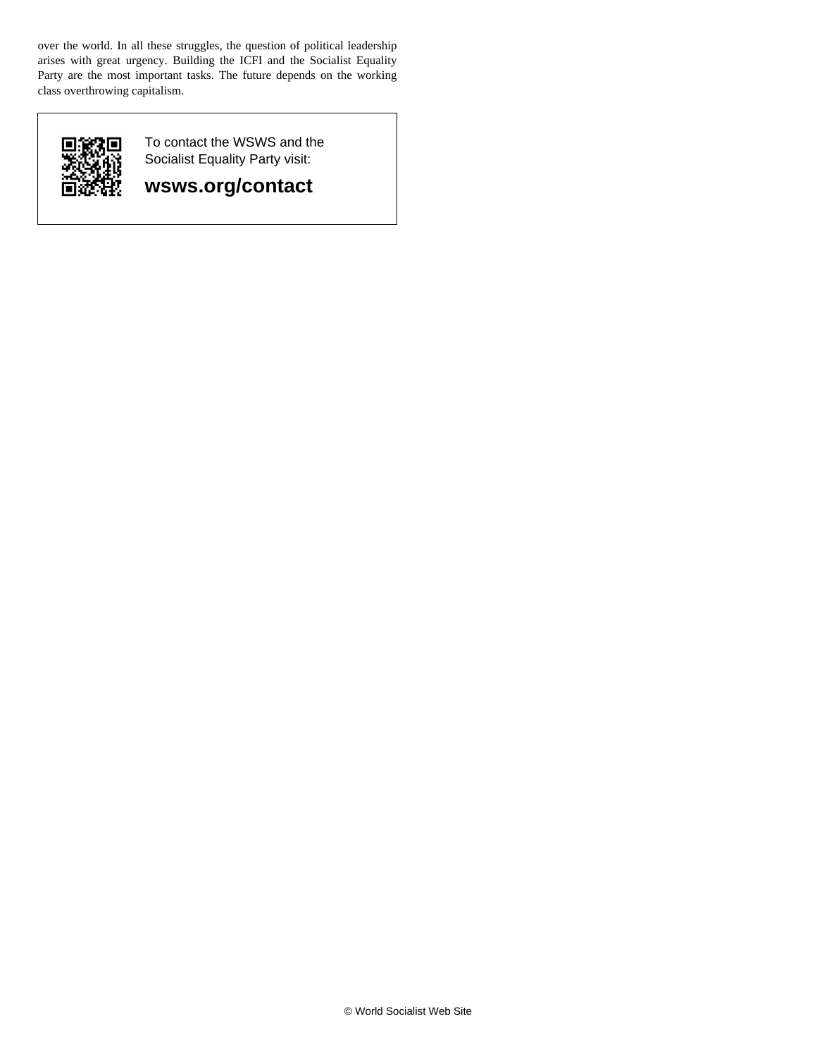over the world. In all these struggles, the question of political leadership arises with great urgency. Building the ICFI and the Socialist Equality Party are the most important tasks. The future depends on the working class overthrowing capitalism.

To contact the WSWS and the Socialist Equality Party visit:

**wsws.org/contact**